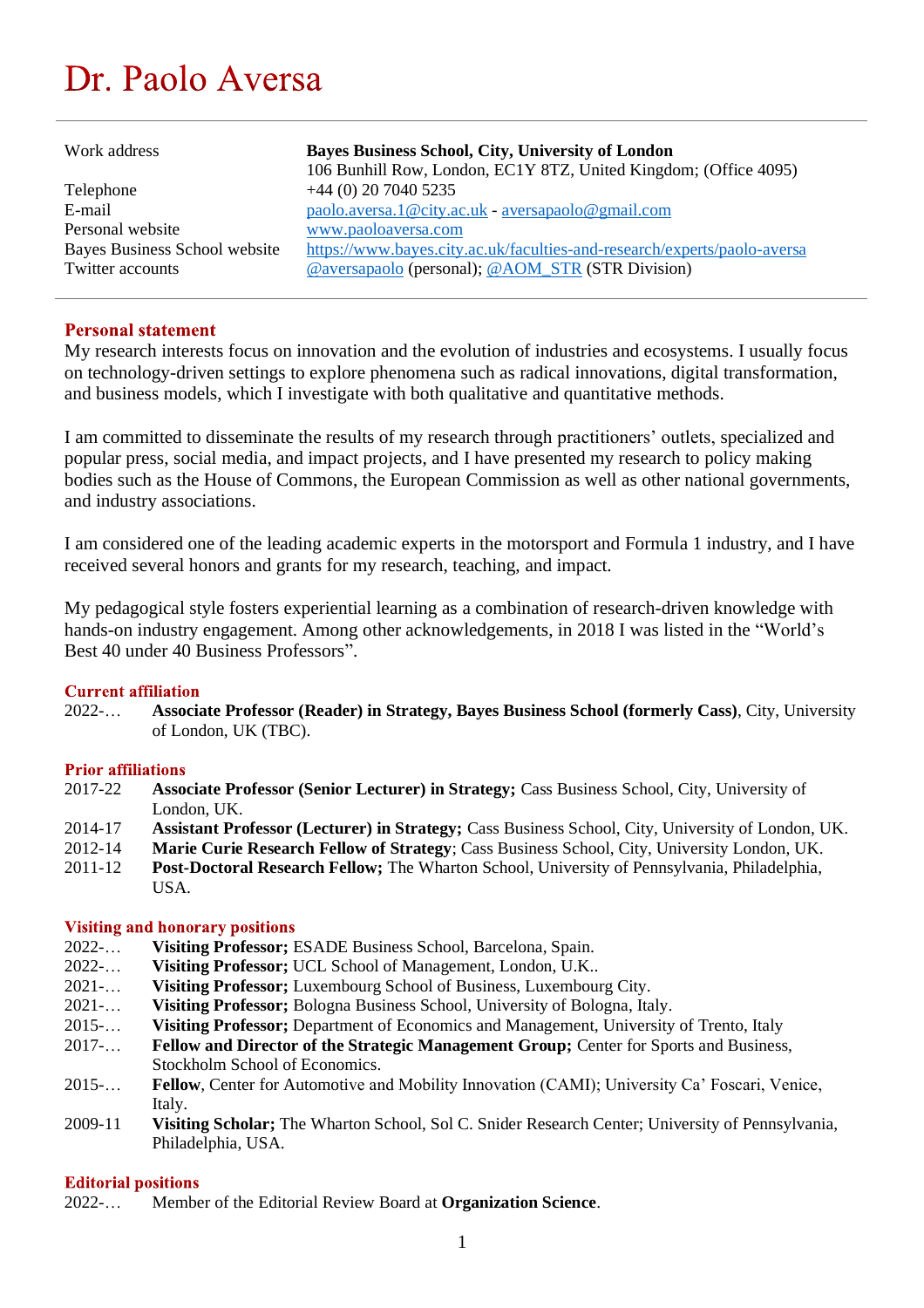# Dr. Paolo Aversa

---

| | |
|---|---|
| Work address | **Bayes Business School, City, University of London** 106 Bunhill Row, London, EC1Y 8TZ, United Kingdom; (Office 4095) |
| Telephone | +44 (0) 20 7040 5235 |
| E-mail | paolo.aversa.1@city.ac.uk - aversapaolo@gmail.com |
| Personal website | www.paoloaversa.com |
| Bayes Business School website | https://www.bayes.city.ac.uk/faculties-and-research/experts/paolo-aversa |
| Twitter accounts | @aversapaolo (personal); @AOM_STR (STR Division) |

---

## Personal statement

My research interests focus on innovation and the evolution of industries and ecosystems. I usually focus on technology-driven settings to explore phenomena such as radical innovations, digital transformation, and business models, which I investigate with both qualitative and quantitative methods.

I am committed to disseminate the results of my research through practitioners' outlets, specialized and popular press, social media, and impact projects, and I have presented my research to policy making bodies such as the House of Commons, the European Commission as well as other national governments, and industry associations.

I am considered one of the leading academic experts in the motorsport and Formula 1 industry, and I have received several honors and grants for my research, teaching, and impact.

My pedagogical style fosters experiential learning as a combination of research-driven knowledge with hands-on industry engagement. Among other acknowledgements, in 2018 I was listed in the "World's Best 40 under 40 Business Professors".

## Current affiliation

2022-… **Associate Professor (Reader) in Strategy, Bayes Business School (formerly Cass)**, City, University of London, UK (TBC).

## Prior affiliations

2017-22 **Associate Professor (Senior Lecturer) in Strategy;** Cass Business School, City, University of London, UK.

2014-17 **Assistant Professor (Lecturer) in Strategy;** Cass Business School, City, University of London, UK.

2012-14 **Marie Curie Research Fellow of Strategy**; Cass Business School, City, University London, UK.

2011-12 **Post-Doctoral Research Fellow;** The Wharton School, University of Pennsylvania, Philadelphia, USA.

## Visiting and honorary positions

2022-… **Visiting Professor;** ESADE Business School, Barcelona, Spain.

2022-… **Visiting Professor;** UCL School of Management, London, U.K..

2021-… **Visiting Professor;** Luxembourg School of Business, Luxembourg City.

2021-… **Visiting Professor;** Bologna Business School, University of Bologna, Italy.

2015-… **Visiting Professor;** Department of Economics and Management, University of Trento, Italy

2017-… **Fellow and Director of the Strategic Management Group;** Center for Sports and Business, Stockholm School of Economics.

2015-… **Fellow**, Center for Automotive and Mobility Innovation (CAMI); University Ca' Foscari, Venice, Italy.

2009-11 **Visiting Scholar;** The Wharton School, Sol C. Snider Research Center; University of Pennsylvania, Philadelphia, USA.

## Editorial positions

2022-… Member of the Editorial Review Board at **Organization Science**.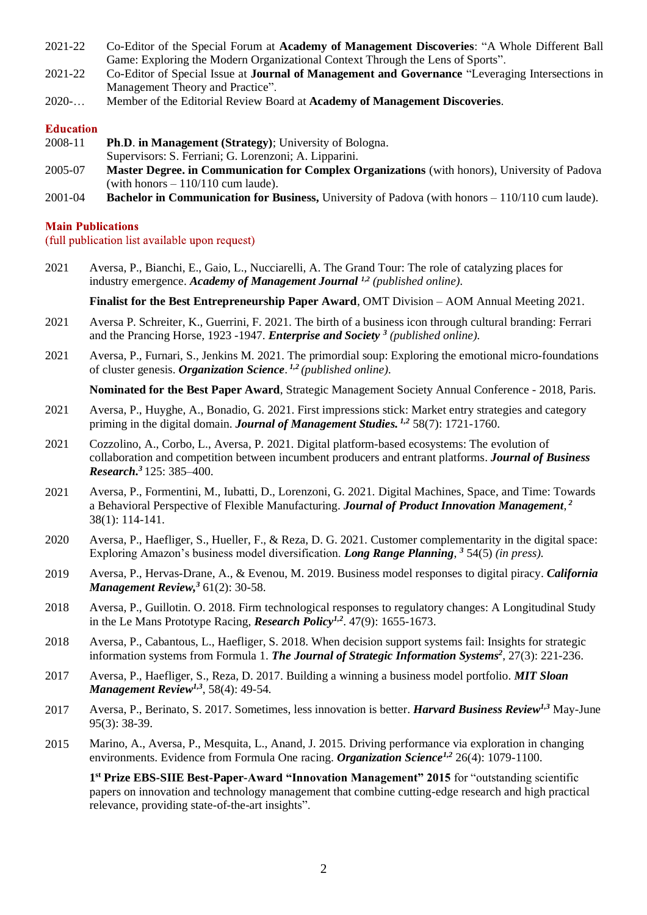2021-22 Co-Editor of the Special Forum at **Academy of Management Discoveries**: "A Whole Different Ball Game: Exploring the Modern Organizational Context Through the Lens of Sports".

2021-22 Co-Editor of Special Issue at **Journal of Management and Governance** "Leveraging Intersections in Management Theory and Practice".

2020-… Member of the Editorial Review Board at **Academy of Management Discoveries**.

## Education

2008-11 **Ph.D. in Management (Strategy)**; University of Bologna.
Supervisors: S. Ferriani; G. Lorenzoni; A. Lipparini.

2005-07 **Master Degree. in Communication for Complex Organizations** (with honors), University of Padova (with honors – 110/110 cum laude).

2001-04 **Bachelor in Communication for Business,** University of Padova (with honors – 110/110 cum laude).

## Main Publications

(full publication list available upon request)

2021 Aversa, P., Bianchi, E., Gaio, L., Nucciarelli, A. The Grand Tour: The role of catalyzing places for industry emergence. ***Academy of Management Journal*** [1,2] *(published online).*

**Finalist for the Best Entrepreneurship Paper Award**, OMT Division – AOM Annual Meeting 2021.

2021 Aversa P. Schreiter, K., Guerrini, F. 2021. The birth of a business icon through cultural branding: Ferrari and the Prancing Horse, 1923 -1947. ***Enterprise and Society*** [3] *(published online).*

2021 Aversa, P., Furnari, S., Jenkins M. 2021. The primordial soup: Exploring the emotional micro-foundations of cluster genesis. ***Organization Science***. [1,2] *(published online).*

**Nominated for the Best Paper Award**, Strategic Management Society Annual Conference - 2018, Paris.

2021 Aversa, P., Huyghe, A., Bonadio, G. 2021. First impressions stick: Market entry strategies and category priming in the digital domain. ***Journal of Management Studies.*** [1,2] 58(7): 1721-1760.

2021 Cozzolino, A., Corbo, L., Aversa, P. 2021. Digital platform-based ecosystems: The evolution of collaboration and competition between incumbent producers and entrant platforms. ***Journal of Business Research.***[3] 125: 385–400.

2021 Aversa, P., Formentini, M., Iubatti, D., Lorenzoni, G. 2021. Digital Machines, Space, and Time: Towards a Behavioral Perspective of Flexible Manufacturing. ***Journal of Product Innovation Management***, [2] 38(1): 114-141.

2020 Aversa, P., Haefliger, S., Hueller, F., & Reza, D. G. 2021. Customer complementarity in the digital space: Exploring Amazon's business model diversification. ***Long Range Planning***, [3] 54(5) *(in press).*

2019 Aversa, P., Hervas-Drane, A., & Evenou, M. 2019. Business model responses to digital piracy. ***California Management Review,***[3] 61(2): 30-58.

2018 Aversa, P., Guillotin. O. 2018. Firm technological responses to regulatory changes: A Longitudinal Study in the Le Mans Prototype Racing, ***Research Policy***[1,2]. 47(9): 1655-1673.

2018 Aversa, P., Cabantous, L., Haefliger, S. 2018. When decision support systems fail: Insights for strategic information systems from Formula 1. ***The Journal of Strategic Information Systems***[2], 27(3): 221-236.

2017 Aversa, P., Haefliger, S., Reza, D. 2017. Building a winning a business model portfolio. ***MIT Sloan Management Review***[1,3], 58(4): 49-54.

2017 Aversa, P., Berinato, S. 2017. Sometimes, less innovation is better. ***Harvard Business Review***[1,3] May-June 95(3): 38-39.

2015 Marino, A., Aversa, P., Mesquita, L., Anand, J. 2015. Driving performance via exploration in changing environments. Evidence from Formula One racing. ***Organization Science***[1,2] 26(4): 1079-1100.

**1st Prize EBS-SIIE Best-Paper-Award "Innovation Management" 2015** for "outstanding scientific papers on innovation and technology management that combine cutting-edge research and high practical relevance, providing state-of-the-art insights".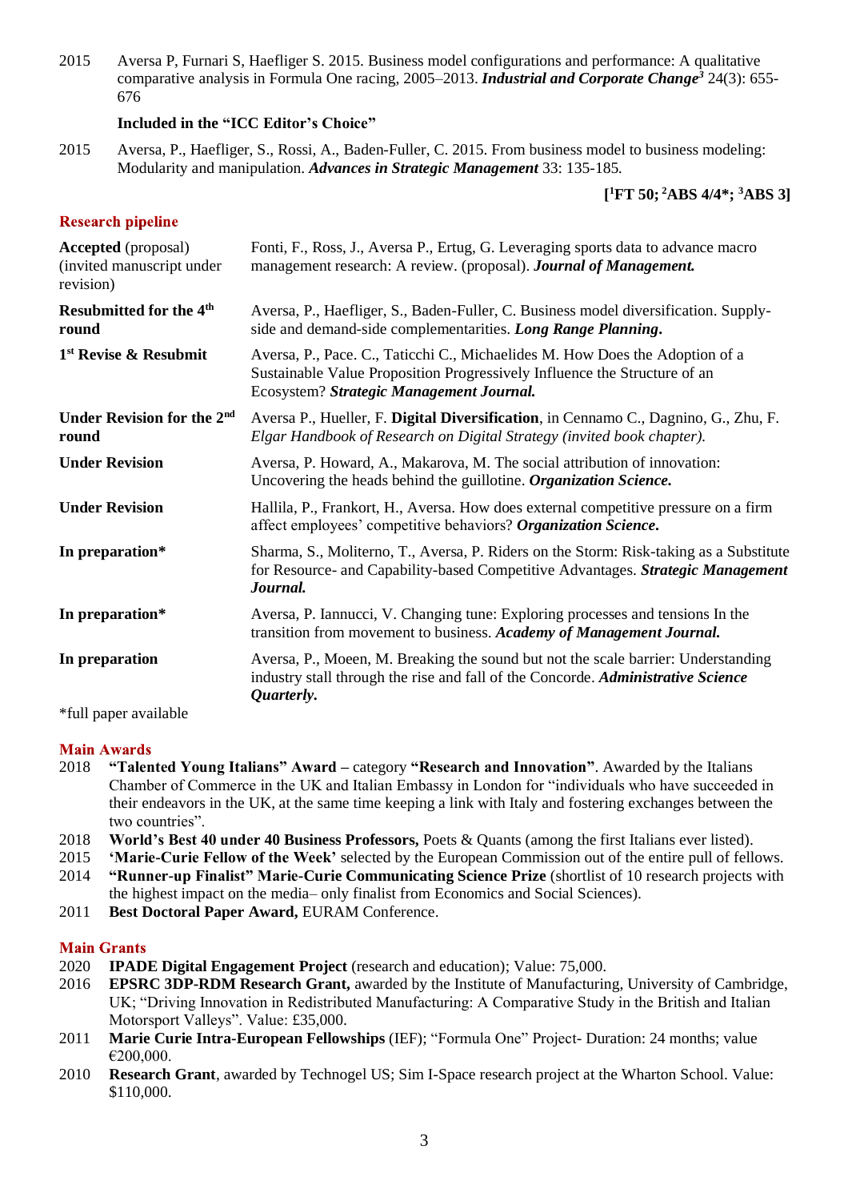2015 Aversa P, Furnari S, Haefliger S. 2015. Business model configurations and performance: A qualitative comparative analysis in Formula One racing, 2005–2013. ***Industrial and Corporate Change***[3] 24(3): 655-676

**Included in the "ICC Editor's Choice"**

2015 Aversa, P., Haefliger, S., Rossi, A., Baden-Fuller, C. 2015. From business model to business modeling: Modularity and manipulation. ***Advances in Strategic Management*** 33: 135-185.

**[[1]FT 50; [2]ABS 4/4*; [3]ABS 3]**

## Research pipeline

| | |
|---|---|
| **Accepted** (proposal) (invited manuscript under revision) | Fonti, F., Ross, J., Aversa P., Ertug, G. Leveraging sports data to advance macro management research: A review. (proposal). ***Journal of Management.*** |
| **Resubmitted for the 4th round** | Aversa, P., Haefliger, S., Baden-Fuller, C. Business model diversification. Supply-side and demand-side complementarities. ***Long Range Planning***. |
| **1st Revise & Resubmit** | Aversa, P., Pace. C., Taticchi C., Michaelides M. How Does the Adoption of a Sustainable Value Proposition Progressively Influence the Structure of an Ecosystem? ***Strategic Management Journal.*** |
| **Under Revision for the 2nd round** | Aversa P., Hueller, F. **Digital Diversification**, in Cennamo C., Dagnino, G., Zhu, F. *Elgar Handbook of Research on Digital Strategy (invited book chapter).* |
| **Under Revision** | Aversa, P. Howard, A., Makarova, M. The social attribution of innovation: Uncovering the heads behind the guillotine. ***Organization Science.*** |
| **Under Revision** | Hallila, P., Frankort, H., Aversa. How does external competitive pressure on a firm affect employees' competitive behaviors? ***Organization Science***. |
| **In preparation*** | Sharma, S., Moliterno, T., Aversa, P. Riders on the Storm: Risk-taking as a Substitute for Resource- and Capability-based Competitive Advantages. ***Strategic Management Journal.*** |
| **In preparation*** | Aversa, P. Iannucci, V. Changing tune: Exploring processes and tensions In the transition from movement to business. ***Academy of Management Journal.*** |
| **In preparation** | Aversa, P., Moeen, M. Breaking the sound but not the scale barrier: Understanding industry stall through the rise and fall of the Concorde. ***Administrative Science Quarterly***. |

*full paper available

## Main Awards

- 2018 **"Talented Young Italians" Award –** category **"Research and Innovation"**. Awarded by the Italians Chamber of Commerce in the UK and Italian Embassy in London for "individuals who have succeeded in their endeavors in the UK, at the same time keeping a link with Italy and fostering exchanges between the two countries".
- 2018 **World's Best 40 under 40 Business Professors,** Poets & Quants (among the first Italians ever listed).
- 2015 **'Marie-Curie Fellow of the Week'** selected by the European Commission out of the entire pull of fellows.
- 2014 **"Runner-up Finalist" Marie-Curie Communicating Science Prize** (shortlist of 10 research projects with the highest impact on the media– only finalist from Economics and Social Sciences).
- 2011 **Best Doctoral Paper Award,** EURAM Conference.

## Main Grants

- 2020 **IPADE Digital Engagement Project** (research and education); Value: 75,000.
- 2016 **EPSRC 3DP-RDM Research Grant,** awarded by the Institute of Manufacturing, University of Cambridge, UK; "Driving Innovation in Redistributed Manufacturing: A Comparative Study in the British and Italian Motorsport Valleys". Value: £35,000.
- 2011 **Marie Curie Intra-European Fellowships** (IEF); "Formula One" Project- Duration: 24 months; value €200,000.
- 2010 **Research Grant**, awarded by Technogel US; Sim I-Space research project at the Wharton School. Value: $110,000.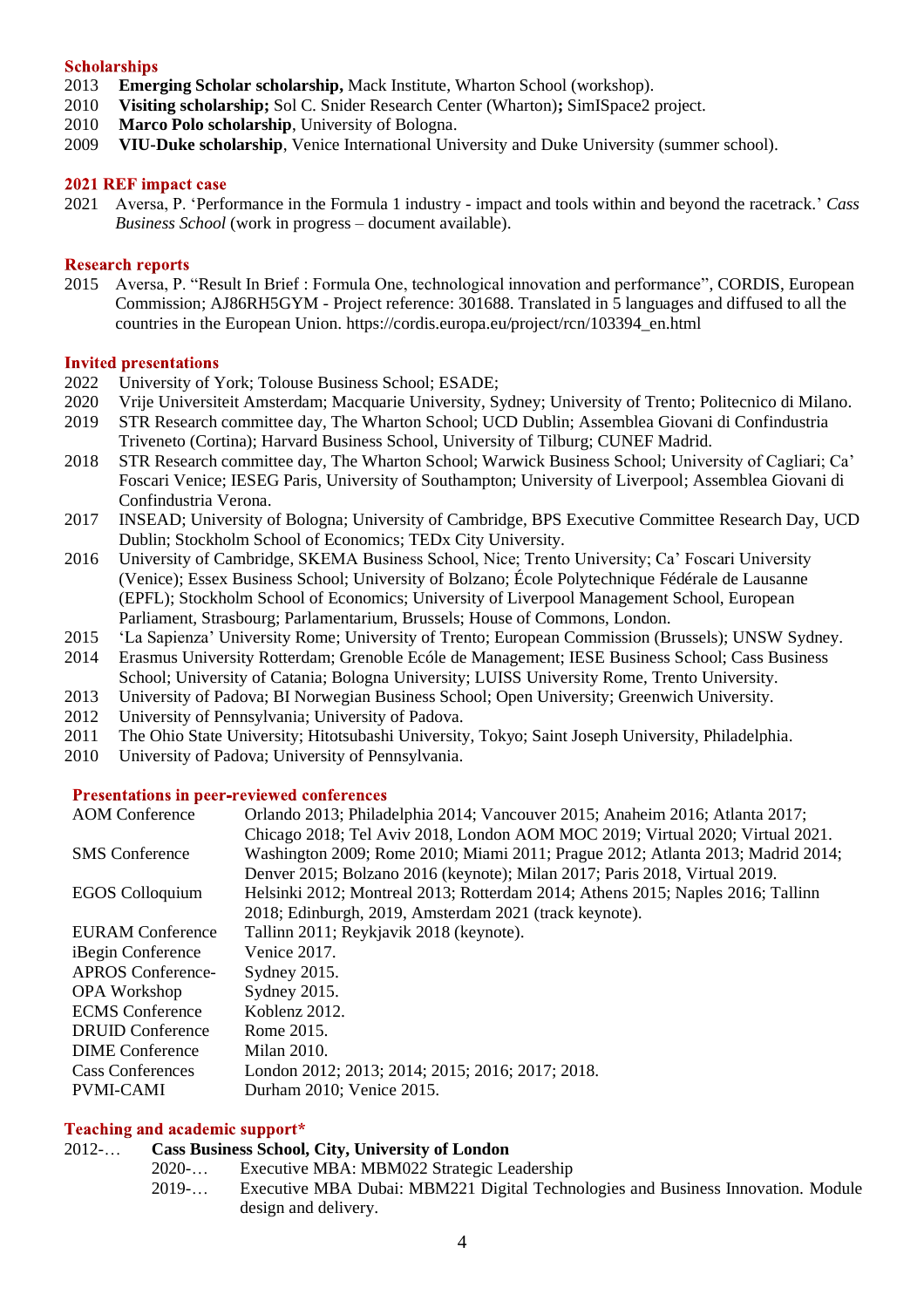## Scholarships

2013 **Emerging Scholar scholarship,** Mack Institute, Wharton School (workshop).
2010 **Visiting scholarship;** Sol C. Snider Research Center (Wharton)**;** SimISpace2 project.
2010 **Marco Polo scholarship**, University of Bologna.
2009 **VIU-Duke scholarship**, Venice International University and Duke University (summer school).

## 2021 REF impact case

2021 Aversa, P. 'Performance in the Formula 1 industry - impact and tools within and beyond the racetrack.' *Cass Business School* (work in progress – document available).

## Research reports

2015 Aversa, P. "Result In Brief : Formula One, technological innovation and performance", CORDIS, European Commission; AJ86RH5GYM - Project reference: 301688. Translated in 5 languages and diffused to all the countries in the European Union. https://cordis.europa.eu/project/rcn/103394_en.html

## Invited presentations

2022 University of York; Tolouse Business School; ESADE;
2020 Vrije Universiteit Amsterdam; Macquarie University, Sydney; University of Trento; Politecnico di Milano.
2019 STR Research committee day, The Wharton School; UCD Dublin; Assemblea Giovani di Confindustria Triveneto (Cortina); Harvard Business School, University of Tilburg; CUNEF Madrid.
2018 STR Research committee day, The Wharton School; Warwick Business School; University of Cagliari; Ca' Foscari Venice; IESEG Paris, University of Southampton; University of Liverpool; Assemblea Giovani di Confindustria Verona.
2017 INSEAD; University of Bologna; University of Cambridge, BPS Executive Committee Research Day, UCD Dublin; Stockholm School of Economics; TEDx City University.
2016 University of Cambridge, SKEMA Business School, Nice; Trento University; Ca' Foscari University (Venice); Essex Business School; University of Bolzano; École Polytechnique Fédérale de Lausanne (EPFL); Stockholm School of Economics; University of Liverpool Management School, European Parliament, Strasbourg; Parlamentarium, Brussels; House of Commons, London.
2015 'La Sapienza' University Rome; University of Trento; European Commission (Brussels); UNSW Sydney.
2014 Erasmus University Rotterdam; Grenoble Ecóle de Management; IESE Business School; Cass Business School; University of Catania; Bologna University; LUISS University Rome, Trento University.
2013 University of Padova; BI Norwegian Business School; Open University; Greenwich University.
2012 University of Pennsylvania; University of Padova.
2011 The Ohio State University; Hitotsubashi University, Tokyo; Saint Joseph University, Philadelphia.
2010 University of Padova; University of Pennsylvania.

## Presentations in peer-reviewed conferences

| | |
|---|---|
| AOM Conference | Orlando 2013; Philadelphia 2014; Vancouver 2015; Anaheim 2016; Atlanta 2017; Chicago 2018; Tel Aviv 2018, London AOM MOC 2019; Virtual 2020; Virtual 2021. |
| SMS Conference | Washington 2009; Rome 2010; Miami 2011; Prague 2012; Atlanta 2013; Madrid 2014; Denver 2015; Bolzano 2016 (keynote); Milan 2017; Paris 2018, Virtual 2019. |
| EGOS Colloquium | Helsinki 2012; Montreal 2013; Rotterdam 2014; Athens 2015; Naples 2016; Tallinn 2018; Edinburgh, 2019, Amsterdam 2021 (track keynote). |
| EURAM Conference | Tallinn 2011; Reykjavik 2018 (keynote). |
| iBegin Conference | Venice 2017. |
| APROS Conference- | Sydney 2015. |
| OPA Workshop | Sydney 2015. |
| ECMS Conference | Koblenz 2012. |
| DRUID Conference | Rome 2015. |
| DIME Conference | Milan 2010. |
| Cass Conferences | London 2012; 2013; 2014; 2015; 2016; 2017; 2018. |
| PVMI-CAMI | Durham 2010; Venice 2015. |

## Teaching and academic support*

2012-… **Cass Business School, City, University of London**

- 2020-… Executive MBA: MBM022 Strategic Leadership
- 2019-… Executive MBA Dubai: MBM221 Digital Technologies and Business Innovation. Module design and delivery.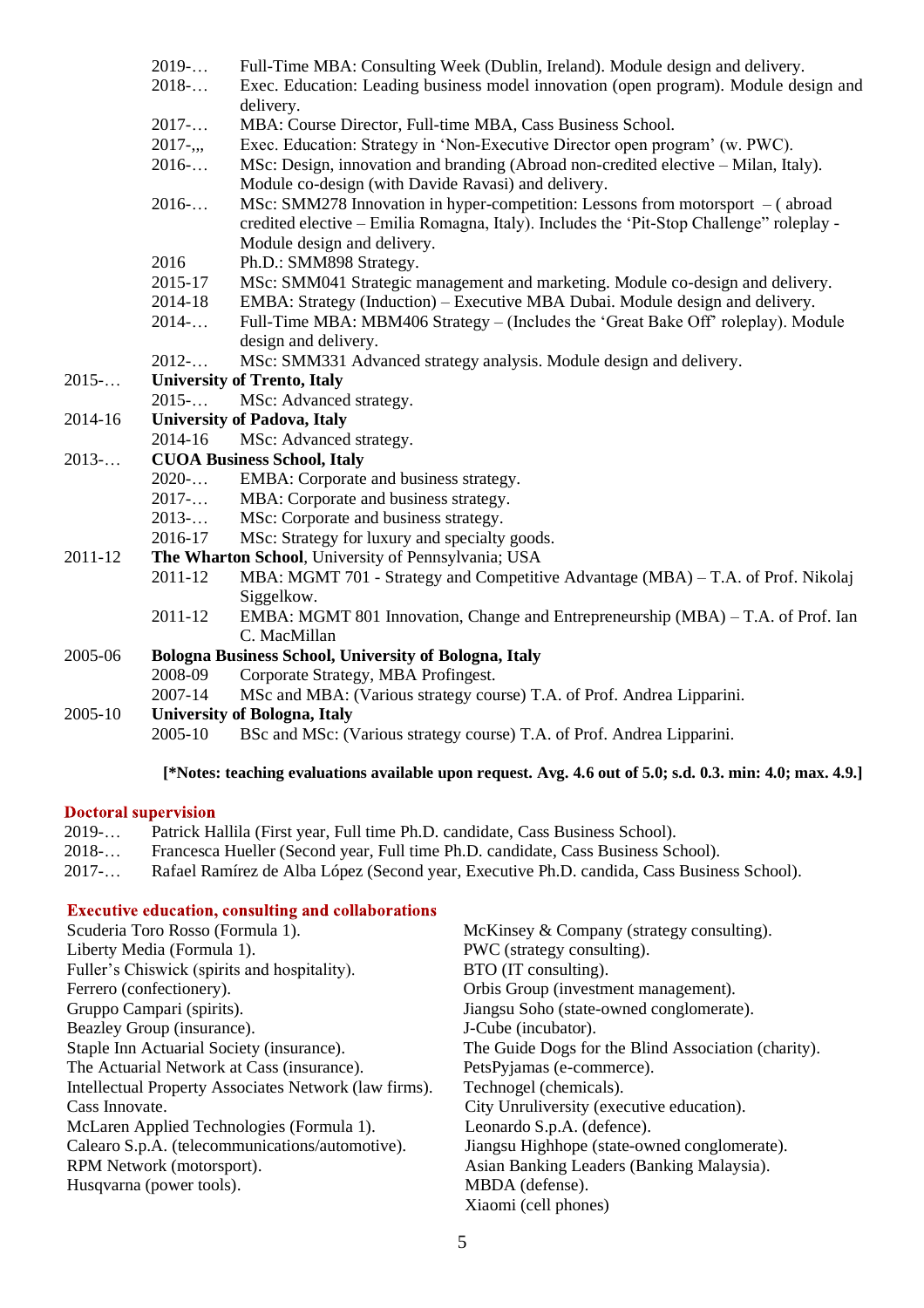2019-… Full-Time MBA: Consulting Week (Dublin, Ireland). Module design and delivery.
2018-… Exec. Education: Leading business model innovation (open program). Module design and delivery.
2017-… MBA: Course Director, Full-time MBA, Cass Business School.
2017-,,, Exec. Education: Strategy in 'Non-Executive Director open program' (w. PWC).
2016-… MSc: Design, innovation and branding (Abroad non-credited elective – Milan, Italy). Module co-design (with Davide Ravasi) and delivery.
2016-… MSc: SMM278 Innovation in hyper-competition: Lessons from motorsport – ( abroad credited elective – Emilia Romagna, Italy). Includes the 'Pit-Stop Challenge" roleplay - Module design and delivery.
2016 Ph.D.: SMM898 Strategy.
2015-17 MSc: SMM041 Strategic management and marketing. Module co-design and delivery.
2014-18 EMBA: Strategy (Induction) – Executive MBA Dubai. Module design and delivery.
2014-… Full-Time MBA: MBM406 Strategy – (Includes the 'Great Bake Off' roleplay). Module design and delivery.
2012-… MSc: SMM331 Advanced strategy analysis. Module design and delivery.

2015-… **University of Trento, Italy**
2015-… MSc: Advanced strategy.

2014-16 **University of Padova, Italy**
2014-16 MSc: Advanced strategy.

2013-… **CUOA Business School, Italy**
2020-… EMBA: Corporate and business strategy.
2017-… MBA: Corporate and business strategy.
2013-… MSc: Corporate and business strategy.
2016-17 MSc: Strategy for luxury and specialty goods.

2011-12 **The Wharton School**, University of Pennsylvania; USA
2011-12 MBA: MGMT 701 - Strategy and Competitive Advantage (MBA) – T.A. of Prof. Nikolaj Siggelkow.
2011-12 EMBA: MGMT 801 Innovation, Change and Entrepreneurship (MBA) – T.A. of Prof. Ian C. MacMillan

2005-06 **Bologna Business School, University of Bologna, Italy**
2008-09 Corporate Strategy, MBA Profingest.
2007-14 MSc and MBA: (Various strategy course) T.A. of Prof. Andrea Lipparini.

2005-10 **University of Bologna, Italy**
2005-10 BSc and MSc: (Various strategy course) T.A. of Prof. Andrea Lipparini.

**[*Notes: teaching evaluations available upon request. Avg. 4.6 out of 5.0; s.d. 0.3. min: 4.0; max. 4.9.]**

## Doctoral supervision

2019-… Patrick Hallila (First year, Full time Ph.D. candidate, Cass Business School).
2018-… Francesca Hueller (Second year, Full time Ph.D. candidate, Cass Business School).
2017-… Rafael Ramírez de Alba López (Second year, Executive Ph.D. candida, Cass Business School).

## Executive education, consulting and collaborations

Scuderia Toro Rosso (Formula 1).
Liberty Media (Formula 1).
Fuller's Chiswick (spirits and hospitality).
Ferrero (confectionery).
Gruppo Campari (spirits).
Beazley Group (insurance).
Staple Inn Actuarial Society (insurance).
The Actuarial Network at Cass (insurance).
Intellectual Property Associates Network (law firms).
Cass Innovate.
McLaren Applied Technologies (Formula 1).
Calearo S.p.A. (telecommunications/automotive).
RPM Network (motorsport).
Husqvarna (power tools).
McKinsey & Company (strategy consulting).
PWC (strategy consulting).
BTO (IT consulting).
Orbis Group (investment management).
Jiangsu Soho (state-owned conglomerate).
J-Cube (incubator).
The Guide Dogs for the Blind Association (charity).
PetsPyjamas (e-commerce).
Technogel (chemicals).
City Unruliversity (executive education).
Leonardo S.p.A. (defence).
Jiangsu Highhope (state-owned conglomerate).
Asian Banking Leaders (Banking Malaysia).
MBDA (defense).
Xiaomi (cell phones)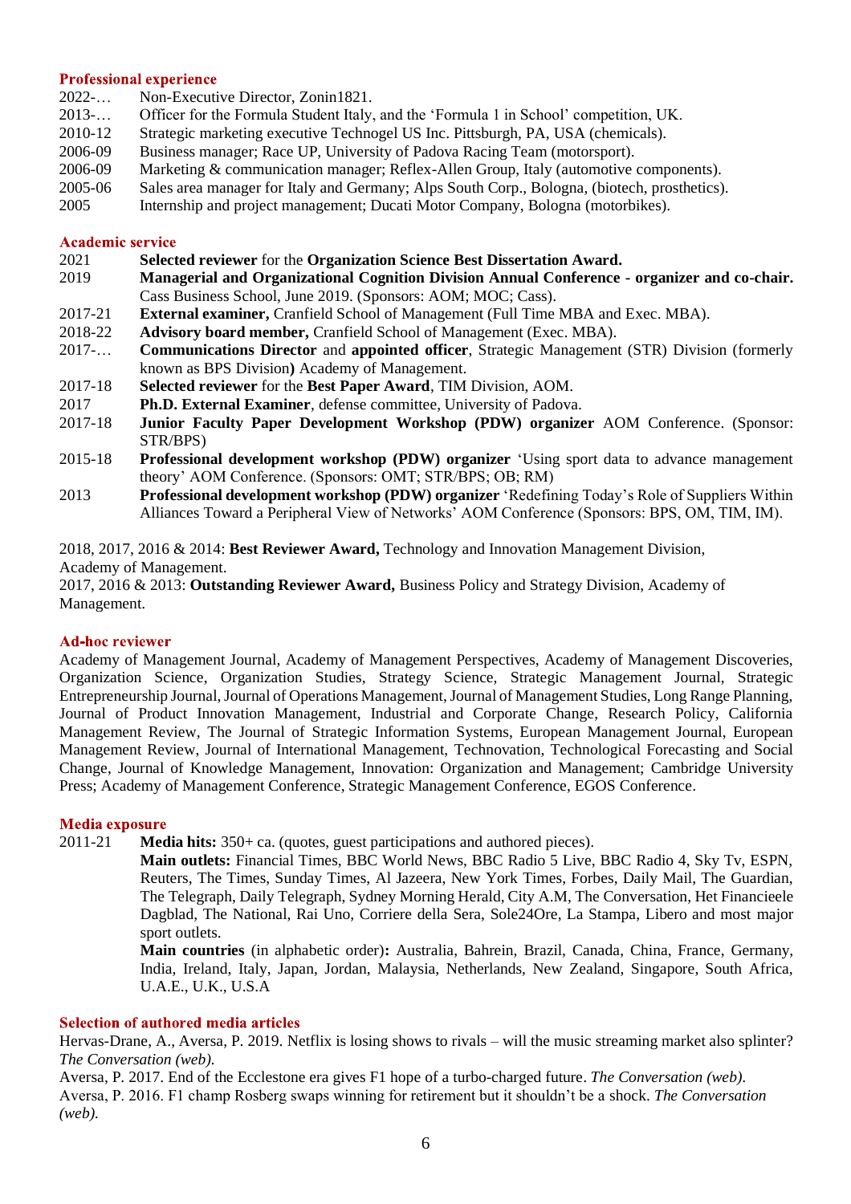## Professional experience

2022-… Non-Executive Director, Zonin1821.
2013-… Officer for the Formula Student Italy, and the 'Formula 1 in School' competition, UK.
2010-12 Strategic marketing executive Technogel US Inc. Pittsburgh, PA, USA (chemicals).
2006-09 Business manager; Race UP, University of Padova Racing Team (motorsport).
2006-09 Marketing & communication manager; Reflex-Allen Group, Italy (automotive components).
2005-06 Sales area manager for Italy and Germany; Alps South Corp., Bologna, (biotech, prosthetics).
2005 Internship and project management; Ducati Motor Company, Bologna (motorbikes).

## Academic service

2021 **Selected reviewer** for the **Organization Science Best Dissertation Award.**
2019 **Managerial and Organizational Cognition Division Annual Conference - organizer and co-chair.** Cass Business School, June 2019. (Sponsors: AOM; MOC; Cass).
2017-21 **External examiner,** Cranfield School of Management (Full Time MBA and Exec. MBA).
2018-22 **Advisory board member,** Cranfield School of Management (Exec. MBA).
2017-… **Communications Director** and **appointed officer**, Strategic Management (STR) Division (formerly known as BPS Division**)** Academy of Management.
2017-18 **Selected reviewer** for the **Best Paper Award**, TIM Division, AOM.
2017 **Ph.D. External Examiner**, defense committee, University of Padova.
2017-18 **Junior Faculty Paper Development Workshop (PDW) organizer** AOM Conference. (Sponsor: STR/BPS)
2015-18 **Professional development workshop (PDW) organizer** 'Using sport data to advance management theory' AOM Conference. (Sponsors: OMT; STR/BPS; OB; RM)
2013 **Professional development workshop (PDW) organizer** 'Redefining Today's Role of Suppliers Within Alliances Toward a Peripheral View of Networks' AOM Conference (Sponsors: BPS, OM, TIM, IM).

2018, 2017, 2016 & 2014: **Best Reviewer Award,** Technology and Innovation Management Division, Academy of Management.
2017, 2016 & 2013: **Outstanding Reviewer Award,** Business Policy and Strategy Division, Academy of Management.

## Ad-hoc reviewer

Academy of Management Journal, Academy of Management Perspectives, Academy of Management Discoveries, Organization Science, Organization Studies, Strategy Science, Strategic Management Journal, Strategic Entrepreneurship Journal, Journal of Operations Management, Journal of Management Studies, Long Range Planning, Journal of Product Innovation Management, Industrial and Corporate Change, Research Policy, California Management Review, The Journal of Strategic Information Systems, European Management Journal, European Management Review, Journal of International Management, Technovation, Technological Forecasting and Social Change, Journal of Knowledge Management, Innovation: Organization and Management; Cambridge University Press; Academy of Management Conference, Strategic Management Conference, EGOS Conference.

## Media exposure

2011-21 **Media hits:** 350+ ca. (quotes, guest participations and authored pieces).
**Main outlets:** Financial Times, BBC World News, BBC Radio 5 Live, BBC Radio 4, Sky Tv, ESPN, Reuters, The Times, Sunday Times, Al Jazeera, New York Times, Forbes, Daily Mail, The Guardian, The Telegraph, Daily Telegraph, Sydney Morning Herald, City A.M, The Conversation, Het Financieele Dagblad, The National, Rai Uno, Corriere della Sera, Sole24Ore, La Stampa, Libero and most major sport outlets.
**Main countries** (in alphabetic order)**:** Australia, Bahrein, Brazil, Canada, China, France, Germany, India, Ireland, Italy, Japan, Jordan, Malaysia, Netherlands, New Zealand, Singapore, South Africa, U.A.E., U.K., U.S.A

## Selection of authored media articles

Hervas-Drane, A., Aversa, P. 2019. Netflix is losing shows to rivals – will the music streaming market also splinter? *The Conversation (web).*
Aversa, P. 2017. End of the Ecclestone era gives F1 hope of a turbo-charged future. *The Conversation (web).*
Aversa, P. 2016. F1 champ Rosberg swaps winning for retirement but it shouldn't be a shock. *The Conversation (web).*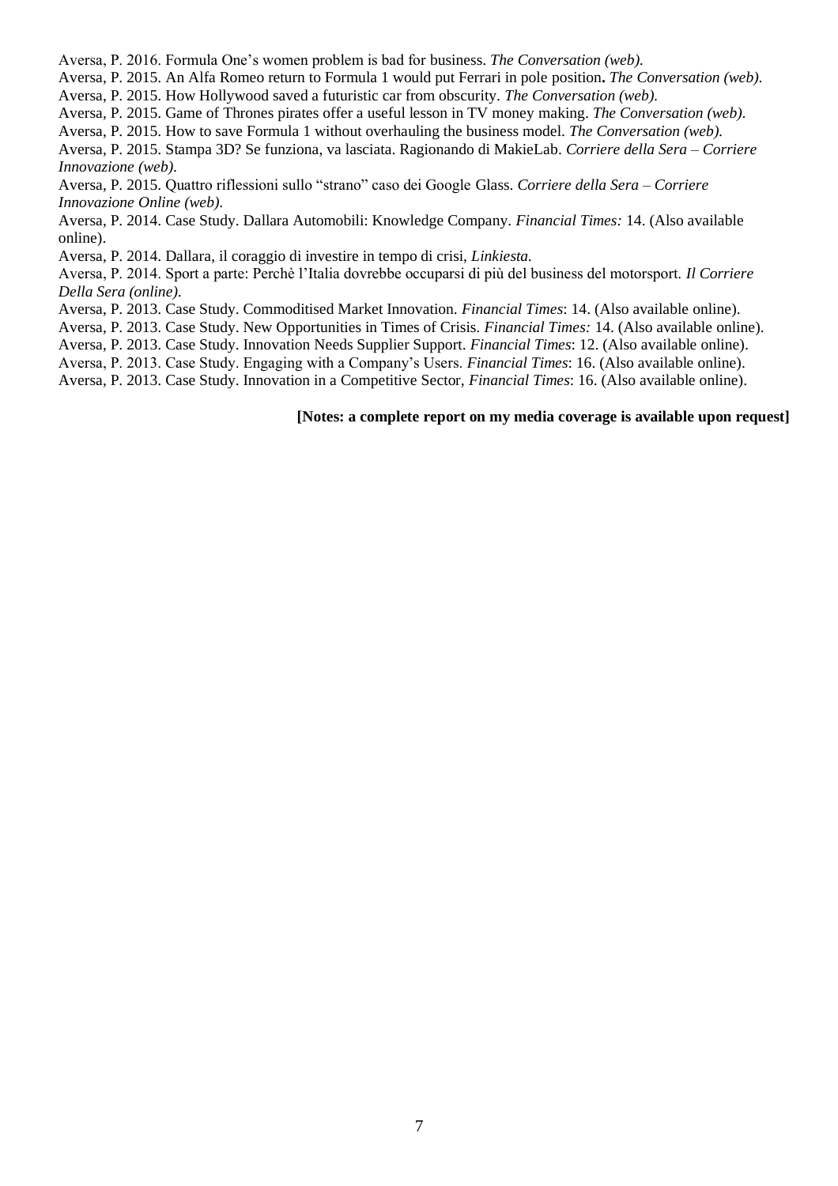Aversa, P. 2016. Formula One's women problem is bad for business. *The Conversation (web).*

Aversa, P. 2015. An Alfa Romeo return to Formula 1 would put Ferrari in pole position**.** *The Conversation (web).*

Aversa, P. 2015. How Hollywood saved a futuristic car from obscurity. *The Conversation (web).*

Aversa, P. 2015. Game of Thrones pirates offer a useful lesson in TV money making. *The Conversation (web).*

Aversa, P. 2015. How to save Formula 1 without overhauling the business model. *The Conversation (web).*

Aversa, P. 2015. Stampa 3D? Se funziona, va lasciata. Ragionando di MakieLab. *Corriere della Sera – Corriere Innovazione (web)*.

Aversa, P. 2015. Quattro riflessioni sullo "strano" caso dei Google Glass. *Corriere della Sera – Corriere Innovazione Online (web)*.

Aversa, P. 2014. Case Study. Dallara Automobili: Knowledge Company. *Financial Times:* 14. (Also available online).

Aversa, P. 2014. Dallara, il coraggio di investire in tempo di crisi, *Linkiesta.*

Aversa, P. 2014. Sport a parte: Perchè l'Italia dovrebbe occuparsi di più del business del motorsport. *Il Corriere Della Sera (online)*.

Aversa, P. 2013. Case Study. Commoditised Market Innovation. *Financial Times*: 14. (Also available online).

Aversa, P. 2013. Case Study. New Opportunities in Times of Crisis. *Financial Times:* 14. (Also available online).

Aversa, P. 2013. Case Study. Innovation Needs Supplier Support. *Financial Times*: 12. (Also available online).

Aversa, P. 2013. Case Study. Engaging with a Company's Users. *Financial Times*: 16. (Also available online).

Aversa, P. 2013. Case Study. Innovation in a Competitive Sector, *Financial Times*: 16. (Also available online).

**[Notes: a complete report on my media coverage is available upon request]**